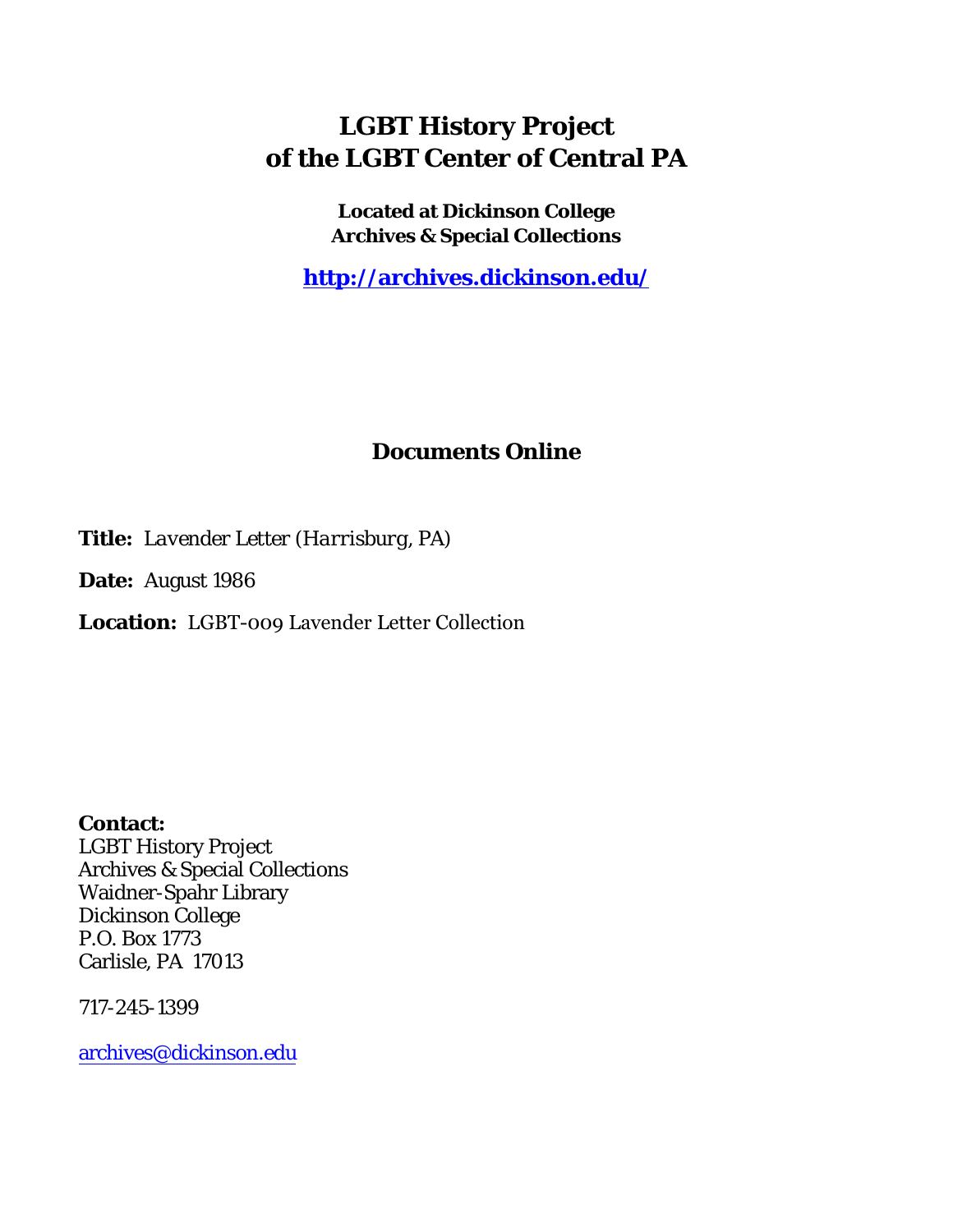# LGBT History Project of the LGBT Center of Central PA

**Located at Dickinson College Archives & Special Collections**

**http://archives.dickinson.edu/**

## Documents Online

**Title:** *Lavender Letter (Harrisburg, PA)*

**Date:** August 1986

**Location:** LGBT-009 Lavender Letter Collection

**Contact:**
LGBT History Project
Archives & Special Collections
Waidner-Spahr Library
Dickinson College
P.O. Box 1773
Carlisle, PA 17013

717-245-1399

archives@dickinson.edu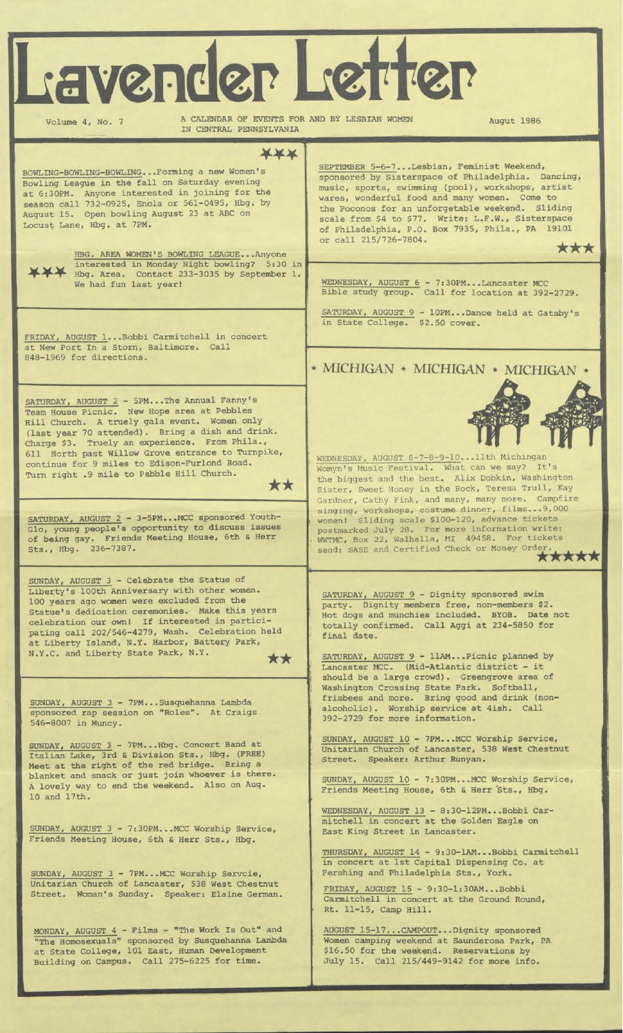# Lavender Letter

Volume 4, No. 7 — A CALENDAR OF EVENTS FOR AND BY LESBIAN WOMEN IN CENTRAL PENNSYLVANIA — Augut 1986

***

BOWLING-BOWLING-BOWLING...Forming a new Women's Bowling League in the fall on Saturday evening at 6:30PM. Anyone interested in joining for the season call 732-0925, Enola or 561-0495, Hbg. by August 15. Open bowling August 23 at ABC on Locust Lane, Hbg. at 7PM.

*** HBG. AREA WOMEN'S BOWLING LEAGUE...Anyone interested in Monday Night bowling? 5:30 in Hbg. Area. Contact 233-3035 by September 1. We had fun last year!

FRIDAY, AUGUST 1...Bobbi Carmitchell in concert at New Port In a Storn, Baltimore. Call 848-1969 for directions.

SATURDAY, AUGUST 2 - 5PM...The Annual Fanny's Team House Picnic. New Hope area at Pebbles Hill Church. A truely gala event. Women only (last year 70 attended). Bring a dish and drink. Charge $3. Truely an experience. From Phila., 611 North past Willow Grove entrance to Turnpike, continue for 9 miles to Edison-Furlond Road. Turn right .9 mile to Pebble Hill Church. **

SATURDAY, AUGUST 2 - 3-5PM...MCC sponsored Youth-Glo, young people's opportunity to discuss issues of being gay. Friends Meeting House, 6th & Herr Sts., Hbg. 236-7387.

SUNDAY, AUGUST 3 - Celebrate the Statue of Liberty's 100th Anniversary with other women. 100 years ago women were excluded from the Statue's dedication ceremonies. Make this years celebration our own! If interested in participating call 202/546-4279, Wash. Celebration held at Liberty Island, N.Y. Harbor, Battery Park, N.Y.C. and Liberty State Park, N.Y. **

SUNDAY, AUGUST 3 - 7PM...Susquehanna Lambda sponsored rap session on "Roles". At Craigs 546-8007 in Muncy.

SUNDAY, AUGUST 3 - 7PM...Hbg. Concert Band at Italian Lake, 3rd & Division Sts., Hbg. (FREE) Meet at the right of the red bridge. Bring a blanket and snack or just join whoever is there. A lovely way to end the weekend. Also on Aug. 10 and 17th.

SUNDAY, AUGUST 3 - 7:30PM...MCC Worship Service, Friends Meeting House, 6th & Herr Sts., Hbg.

SUNDAY, AUGUST 3 - 7PM...MCC Worship Servcie, Unitarian Church of Lancaster, 538 West Chestnut Street. Woman's Sunday. Speaker: Elaine German.

MONDAY, AUGUST 4 - Films - "The Work Is Out" and "The Homosexuals" sponsored by Susquehanna Lambda at State College, 101 East, Human Development Building on Campus. Call 275-6225 for time.

SEPTEMBER 5-6-7...Lesbian, Feminist Weekend, sponsored by Sisterspace of Philadelphia. Dancing, music, sports, swimming (pool), workshops, artist wares, wonderful food and many women. Come to the Poconos for an unforgetable weekend. Sliding scale from $4 to $77. Write: L.F.W., Sisterspace of Philadelphia, P.O. Box 7935, Phila., PA 19101 or call 215/726-7804. ***

WEDNESDAY, AUGUST 6 - 7:30PM...Lancaster MCC Bible study group. Call for location at 392-2729.

SATURDAY, AUGUST 9 - 10PM...Dance held at Gatsby's in State College. $2.50 cover.

## * MICHIGAN * MICHIGAN * MICHIGAN *

WEDNESDAY, AUGUST 6-7-8-9-10...11th Michigan Womyn's Music Festival. What can we say? It's the biggest and the best. Alix Dobkin, Washington Sister, Sweet Honey in the Rock, Teresa Trull, Kay Gardner, Cathy Fink, and many, many more. Campfire singing, workshops, costume dinner, films...9,000 women! Sliding scale $100-120, advance tickets postmarked July 28. For more information write: WWTMC, Box 22, Walhalla, MI 49458. For tickets send: SASE and Certified Check or Money Order. *****

SATURDAY, AUGUST 9 - Dignity sponsored swim party. Dignity members free, non-members $2. Hot dogs and munchies included. BYOB. Date not totally confirmed. Call Aggi at 234-5850 for final date.

SATURDAY, AUGUST 9 - 11AM...Picnic planned by Lancaster MCC. (Mid-Atlantic district - it should be a large crowd). Greengrove area of Washington Crossing State Park. Softball, frisbees and more. Bring good and drink (non-alcoholic). Worship service at 4ish. Call 392-2729 for more information.

SUNDAY, AUGUST 10 - 7PM...MCC Worship Service, Unitarian Church of Lancaster, 538 West Chestnut Street. Speaker: Arthur Runyan.

SUNDAY, AUGUST 10 - 7:30PM...MCC Worship Service, Friends Meeting House, 6th & Herr Sts., Hbg.

WEDNESDAY, AUGUST 13 - 8:30-12PM...Bobbi Carmitchell in concert at the Golden Eagle on East King Street in Lancaster.

THURSDAY, AUGUST 14 - 9:30-1AM...Bobbi Carmitchell in concert at 1st Capital Dispensing Co. at Pershing and Philadelphia Sts., York.

FRIDAY, AUGUST 15 - 9:30-1:30AM...Bobbi Carmitchell in concert at the Ground Round, Rt. 11-15, Camp Hill.

AUGUST 15-17...CAMPOUT...Dignity sponsored Women camping weekend at Saunderosa Park, PA $16.50 for the weekend. Reservations by July 15. Call 215/449-9142 for more info.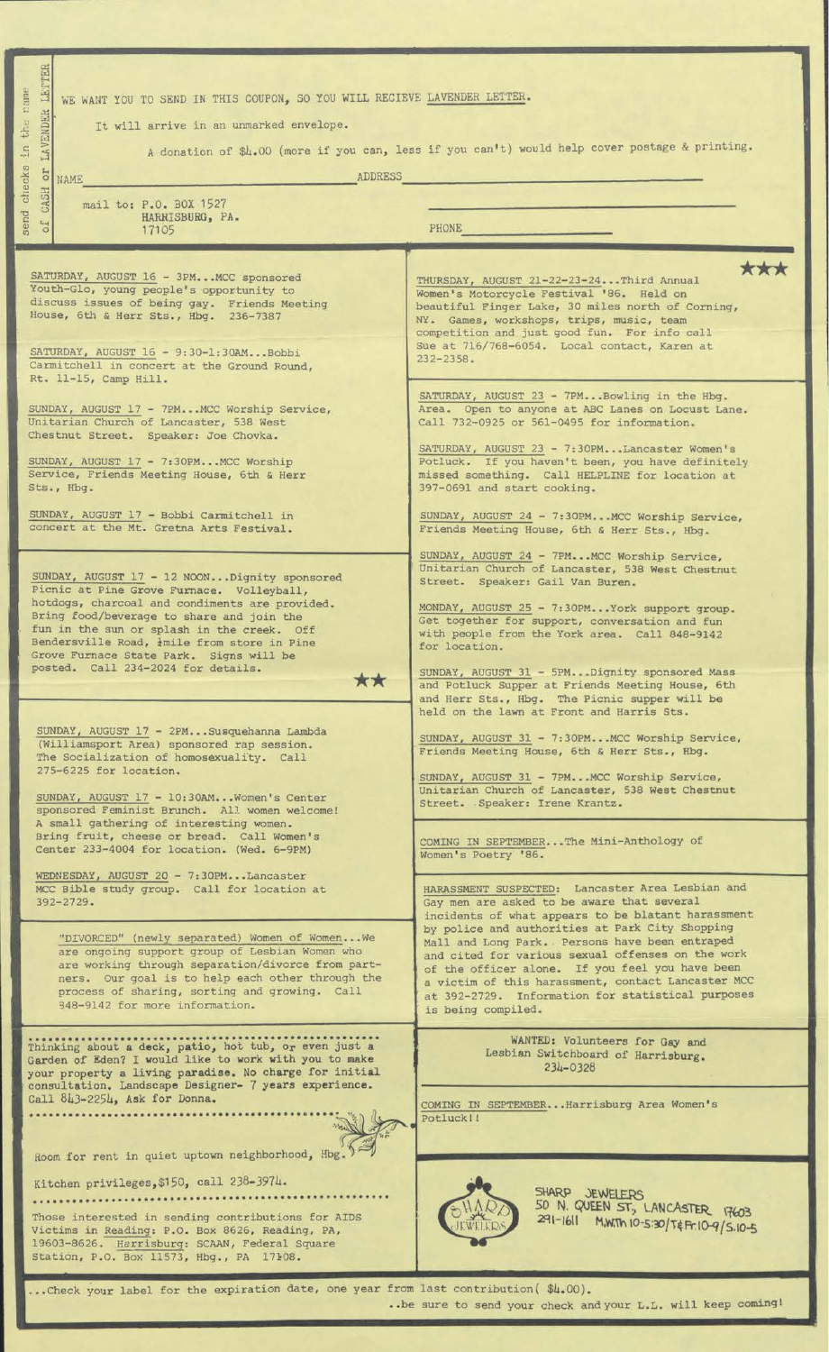send checks in the name of CASH or LAVENDER LETTER

WE WANT YOU TO SEND IN THIS COUPON, SO YOU WILL RECIEVE LAVENDER LETTER.

It will arrive in an unmarked envelope.

A donation of $4.00 (more if you can, less if you can't) would help cover postage & printing.

NAME ______________________ ADDRESS ______________________

mail to: P.O. BOX 1527
HARRISBURG, PA.
17105

PHONE ______________________

---

SATURDAY, AUGUST 16 - 3PM...MCC sponsored Youth-Glo, young people's opportunity to discuss issues of being gay. Friends Meeting House, 6th & Herr Sts., Hbg. 236-7387

SATURDAY, AUGUST 16 - 9:30-1:30AM...Bobbi Carmitchell in concert at the Ground Round, Rt. 11-15, Camp Hill.

SUNDAY, AUGUST 17 - 7PM...MCC Worship Service, Unitarian Church of Lancaster, 538 West Chestnut Street. Speaker: Joe Chovka.

SUNDAY, AUGUST 17 - 7:30PM...MCC Worship Service, Friends Meeting House, 6th & Herr Sts., Hbg.

SUNDAY, AUGUST 17 - Bobbi Carmitchell in concert at the Mt. Gretna Arts Festival.

SUNDAY, AUGUST 17 - 12 NOON...Dignity sponsored Picnic at Pine Grove Furnace. Volleyball, hotdogs, charcoal and condiments are provided. Bring food/beverage to share and join the fun in the sun or splash in the creek. Off Bendersville Road, ½mile from store in Pine Grove Furnace State Park. Signs will be posted. Call 234-2024 for details.

★★

SUNDAY, AUGUST 17 - 2PM...Susquehanna Lambda (Williamsport Area) sponsored rap session. The Socialization of homosexuality. Call 275-6225 for location.

SUNDAY, AUGUST 17 - 10:30AM...Women's Center sponsored Feminist Brunch. All women welcome! A small gathering of interesting women. Bring fruit, cheese or bread. Call Women's Center 233-4004 for location. (Wed. 6-9PM)

WEDNESDAY, AUGUST 20 - 7:30PM...Lancaster MCC Bible study group. Call for location at 392-2729.

"DIVORCED" (newly separated) Women of Women...We are ongoing support group of Lesbian Women who are working through separation/divorce from partners. Our goal is to help each other through the process of sharing, sorting and growing. Call 848-9142 for more information.

Thinking about a deck, patio, hot tub, or even just a Garden of Eden? I would like to work with you to make your property a living paradise. No charge for initial consultation. Landscape Designer- 7 years experience. Call 843-2254, Ask for Donna.

Room for rent in quiet uptown neighborhood, Hbg.

Kitchen privileges,$150, call 238-3974.

Those interested in sending contributions for AIDS Victims in Reading: P.O. Box 8626, Reading, PA, 19603-8626. Harrisburg: SCAAN, Federal Square Station, P.O. Box 11573, Hbg., PA 17108.

★★★

THURSDAY, AUGUST 21-22-23-24...Third Annual Women's Motorcycle Festival '86. Held on beautiful Finger Lake, 30 miles north of Corning, NY. Games, workshops, trips, music, team competition and just good fun. For info call Sue at 716/768-6054. Local contact, Karen at 232-2358.

SATURDAY, AUGUST 23 - 7PM...Bowling in the Hbg. Area. Open to anyone at ABC Lanes on Locust Lane. Call 732-0925 or 561-0495 for information.

SATURDAY, AUGUST 23 - 7:30PM...Lancaster Women's Potluck. If you haven't been, you have definitely missed something. Call HELPLINE for location at 397-0691 and start cooking.

SUNDAY, AUGUST 24 - 7:30PM...MCC Worship Service, Friends Meeting House, 6th & Herr Sts., Hbg.

SUNDAY, AUGUST 24 - 7PM...MCC Worship Service, Unitarian Church of Lancaster, 538 West Chestnut Street. Speaker: Gail Van Buren.

MONDAY, AUGUST 25 - 7:30PM...York support group. Get together for support, conversation and fun with people from the York area. Call 848-9142 for location.

SUNDAY, AUGUST 31 - 5PM...Dignity sponsored Mass and Potluck Supper at Friends Meeting House, 6th and Herr Sts., Hbg. The Picnic supper will be held on the lawn at Front and Harris Sts.

SUNDAY, AUGUST 31 - 7:30PM...MCC Worship Service, Friends Meeting House, 6th & Herr Sts., Hbg.

SUNDAY, AUGUST 31 - 7PM...MCC Worship Service, Unitarian Church of Lancaster, 538 West Chestnut Street. Speaker: Irene Krantz.

COMING IN SEPTEMBER...The Mini-Anthology of Women's Poetry '86.

HARASSMENT SUSPECTED: Lancaster Area Lesbian and Gay men are asked to be aware that several incidents of what appears to be blatant harassment by police and authorities at Park City Shopping Mall and Long Park. Persons have been entraped and cited for various sexual offenses on the work of the officer alone. If you feel you have been a victim of this harassment, contact Lancaster MCC at 392-2729. Information for statistical purposes is being compiled.

WANTED: Volunteers for Gay and Lesbian Switchboard of Harrisburg. 234-0328

COMING IN SEPTEMBER...Harrisburg Area Women's Potluck!!

SHARP JEWELERS
50 N. QUEEN ST, LANCASTER 17603
291-1611 M,W,Th 10-5:30/T&Fr 10-9/S.10-5

...Check your label for the expiration date, one year from last contribution( $4.00).
..be sure to send your check and your L.L. will keep coming!